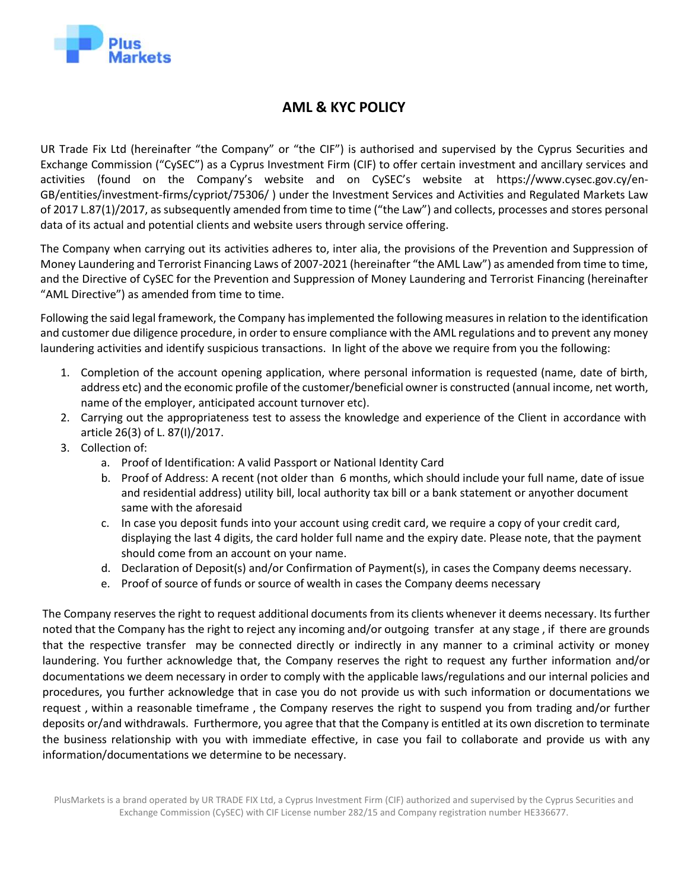# AML & KYC POLICY

UR Trade Fix Ltd (hereinafter "the Company" or "the CIF") is authorised and supervised by the Cyprus Securities and Exchange Commission ("CySEC") as a Cyprus Investment Firm (CIF) to offer certain investment and ancillary services and activities (found on the Company's website and on CySEC's website at https://www.cysec.gov.cy/en-GB/entities/investment-firms/cypriot/75306/ ) under the Investment Services and Activities and Regulated Markets Law of 2017 L.87(1)/2017, as subsequently amended from time to time ("the Law") and collects, processes and stores personal data of its actual and potential clients and website users through service offering.

The Company when carrying out its activities adheres to, inter alia, the provisions of the Prevention and Suppression of Money Laundering and Terrorist Financing Laws of 2007-2021 (hereinafter "the AML Law") as amended from time to time, and the Directive of CySEC for the Prevention and Suppression of Money Laundering and Terrorist Financing (hereinafter "AML Directive") as amended from time to time.

Following the said legal framework, the Company has implemented the following measures in relation to the identification and customer due diligence procedure, in order to ensure compliance with the AML regulations and to prevent any money laundering activities and identify suspicious transactions. In light of the above we require from you the following:

1. Completion of the account opening application, where personal information is requested (name, date of birth, address etc) and the economic profile of the customer/beneficial owner is constructed (annual income, net worth, name of the employer, anticipated account turnover etc).
2. Carrying out the appropriateness test to assess the knowledge and experience of the Client in accordance with article 26(3) of L. 87(I)/2017.
3. Collection of:
    a. Proof of Identification: A valid Passport or National Identity Card
    b. Proof of Address: A recent (not older than 6 months, which should include your full name, date of issue and residential address) utility bill, local authority tax bill or a bank statement or anyother document same with the aforesaid
    c. In case you deposit funds into your account using credit card, we require a copy of your credit card, displaying the last 4 digits, the card holder full name and the expiry date. Please note, that the payment should come from an account on your name.
    d. Declaration of Deposit(s) and/or Confirmation of Payment(s), in cases the Company deems necessary.
    e. Proof of source of funds or source of wealth in cases the Company deems necessary

The Company reserves the right to request additional documents from its clients whenever it deems necessary. Its further noted that the Company has the right to reject any incoming and/or outgoing transfer at any stage , if there are grounds that the respective transfer may be connected directly or indirectly in any manner to a criminal activity or money laundering. You further acknowledge that, the Company reserves the right to request any further information and/or documentations we deem necessary in order to comply with the applicable laws/regulations and our internal policies and procedures, you further acknowledge that in case you do not provide us with such information or documentations we request , within a reasonable timeframe , the Company reserves the right to suspend you from trading and/or further deposits or/and withdrawals. Furthermore, you agree that that the Company is entitled at its own discretion to terminate the business relationship with you with immediate effective, in case you fail to collaborate and provide us with any information/documentations we determine to be necessary.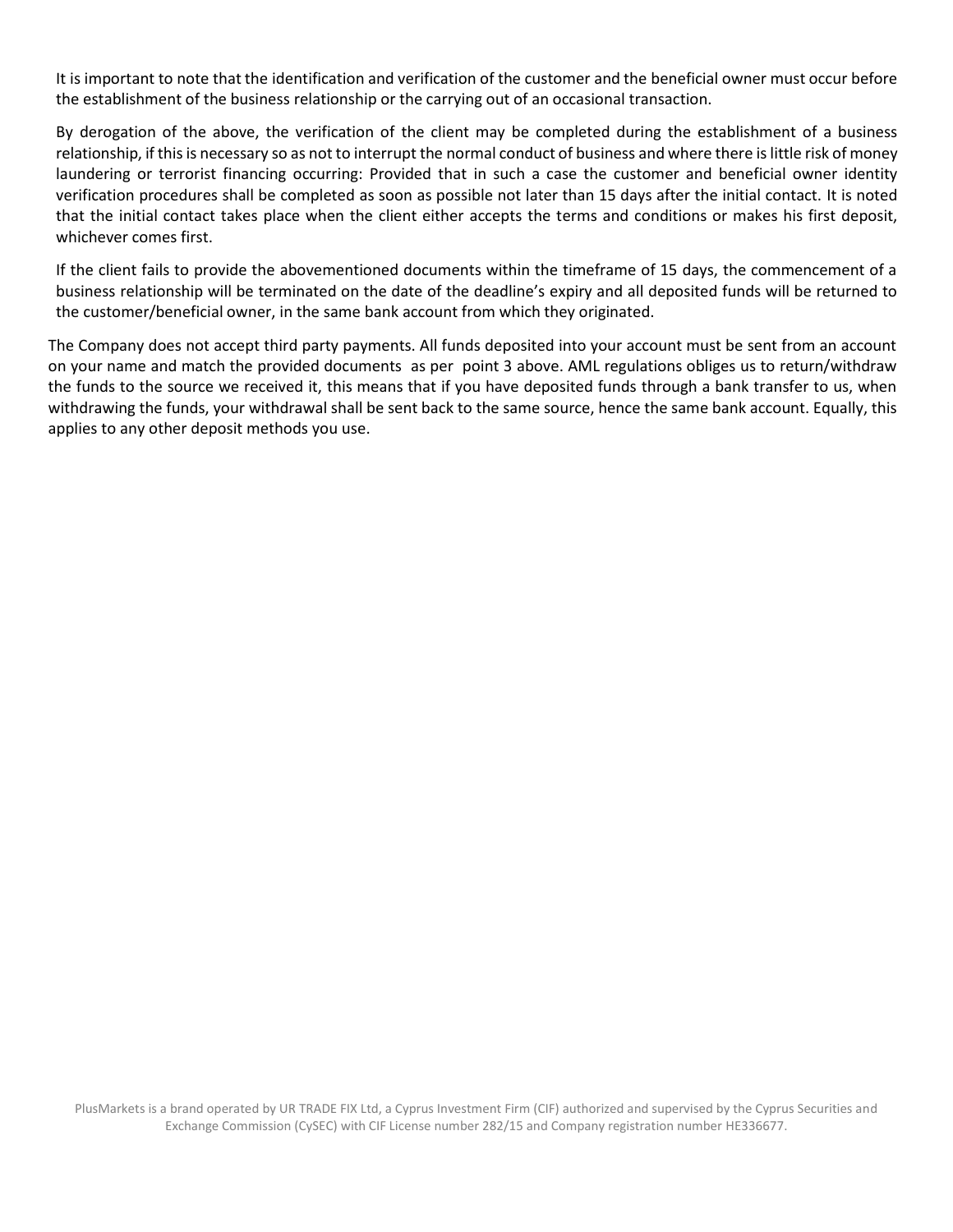It is important to note that the identification and verification of the customer and the beneficial owner must occur before the establishment of the business relationship or the carrying out of an occasional transaction.

By derogation of the above, the verification of the client may be completed during the establishment of a business relationship, if this is necessary so as not to interrupt the normal conduct of business and where there is little risk of money laundering or terrorist financing occurring: Provided that in such a case the customer and beneficial owner identity verification procedures shall be completed as soon as possible not later than 15 days after the initial contact. It is noted that the initial contact takes place when the client either accepts the terms and conditions or makes his first deposit, whichever comes first.

If the client fails to provide the abovementioned documents within the timeframe of 15 days, the commencement of a business relationship will be terminated on the date of the deadline's expiry and all deposited funds will be returned to the customer/beneficial owner, in the same bank account from which they originated.

The Company does not accept third party payments. All funds deposited into your account must be sent from an account on your name and match the provided documents as per point 3 above. AML regulations obliges us to return/withdraw the funds to the source we received it, this means that if you have deposited funds through a bank transfer to us, when withdrawing the funds, your withdrawal shall be sent back to the same source, hence the same bank account. Equally, this applies to any other deposit methods you use.